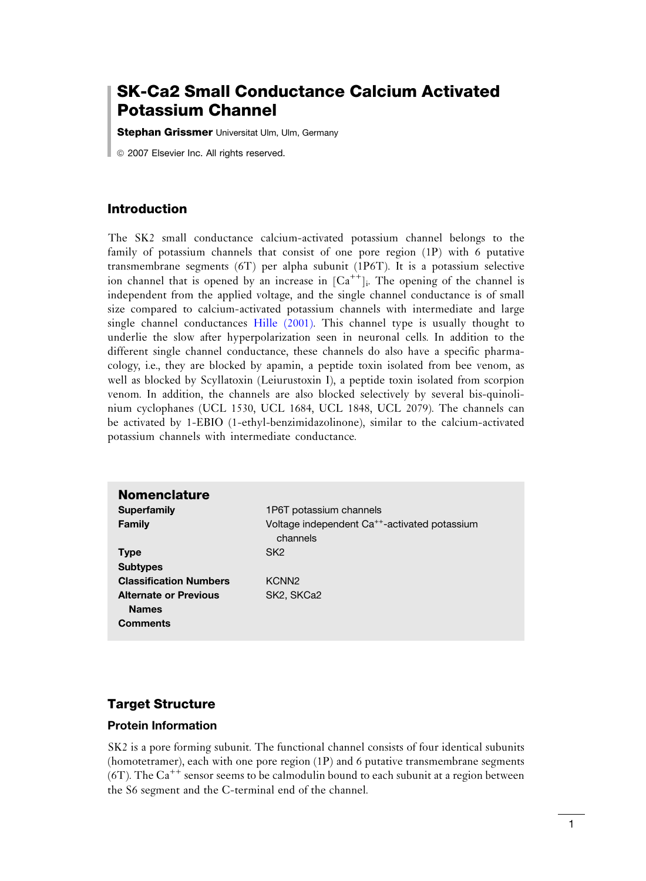# SK-Ca2 Small Conductance Calcium Activated Potassium Channel

**Stephan Grissmer** Universitat Ulm, Ulm, Germany

© 2007 Elsevier Inc. All rights reserved.

## Introduction

The SK2 small conductance calcium-activated potassium channel belongs to the family of potassium channels that consist of one pore region (1P) with 6 putative transmembrane segments (6T) per alpha subunit (1P6T). It is a potassium selective ion channel that is opened by an increase in $[Ca^{++}]_i$. The opening of the channel is independent from the applied voltage, and the single channel conductance is of small size compared to calcium-activated potassium channels with intermediate and large single channel conductances Hille (2001). This channel type is usually thought to underlie the slow after hyperpolarization seen in neuronal cells. In addition to the different single channel conductance, these channels do also have a specific pharmacology, i.e., they are blocked by apamin, a peptide toxin isolated from bee venom, as well as blocked by Scyllatoxin (Leiurustoxin I), a peptide toxin isolated from scorpion venom. In addition, the channels are also blocked selectively by several bis-quinolinium cyclophanes (UCL 1530, UCL 1684, UCL 1848, UCL 2079). The channels can be activated by 1-EBIO (1-ethyl-benzimidazolinone), similar to the calcium-activated potassium channels with intermediate conductance.

## Nomenclature

| | |
|---|---|
| **Superfamily** | 1P6T potassium channels |
| **Family** | Voltage independent $Ca^{++}$-activated potassium channels |
| **Type** | SK2 |
| **Subtypes** | |
| **Classification Numbers** | KCNN2 |
| **Alternate or Previous Names** | SK2, SKCa2 |
| **Comments** | |

## Target Structure

### Protein Information

SK2 is a pore forming subunit. The functional channel consists of four identical subunits (homotetramer), each with one pore region (1P) and 6 putative transmembrane segments (6T). The $Ca^{++}$ sensor seems to be calmodulin bound to each subunit at a region between the S6 segment and the C-terminal end of the channel.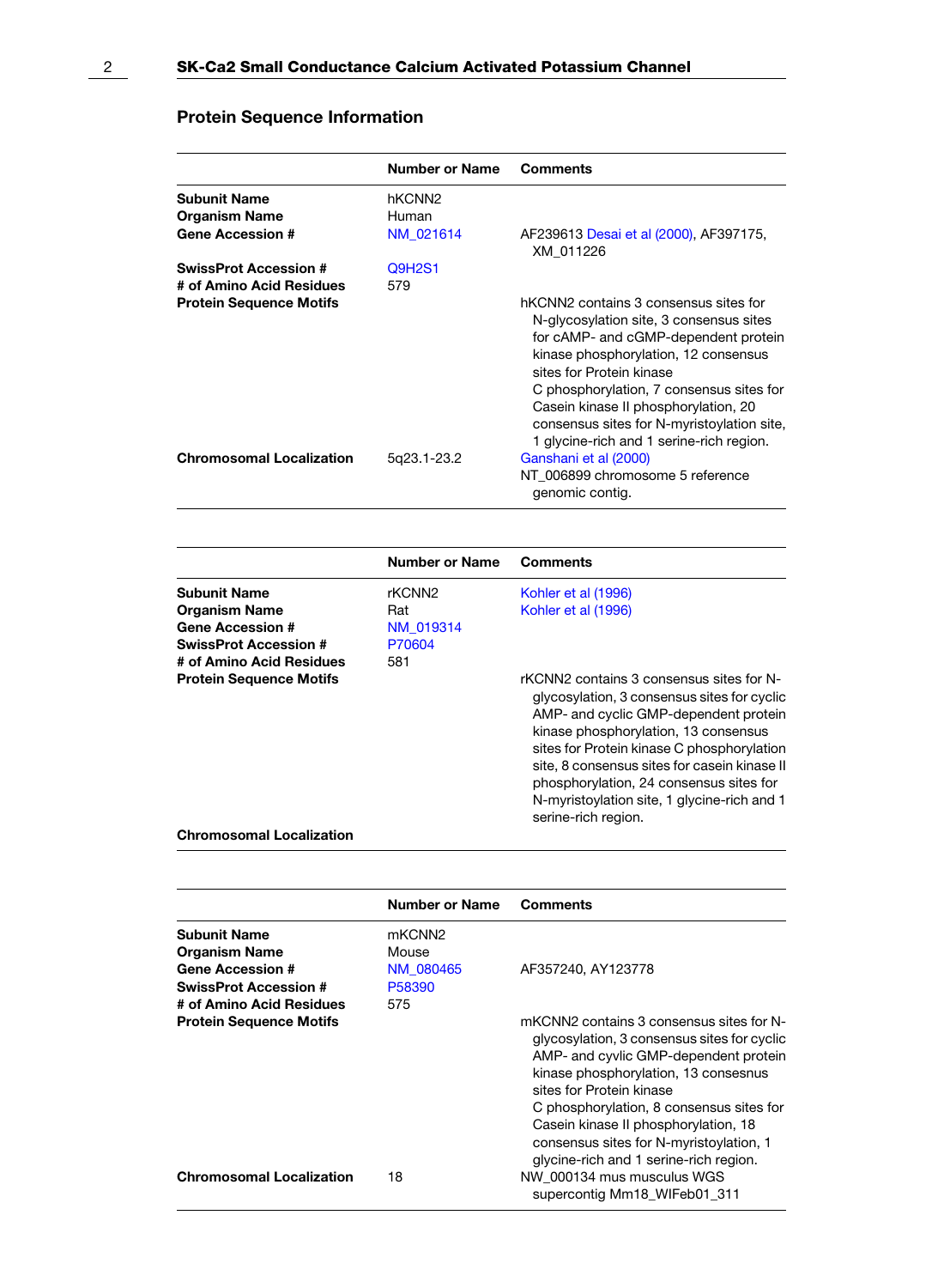## Protein Sequence Information

| | Number or Name | Comments |
|---|---|---|
| **Subunit Name** | hKCNN2 | |
| **Organism Name** | Human | |
| **Gene Accession #** | NM_021614 | AF239613 Desai et al (2000), AF397175, XM_011226 |
| **SwissProt Accession #** | Q9H2S1 | |
| **# of Amino Acid Residues** | 579 | |
| **Protein Sequence Motifs** | | hKCNN2 contains 3 consensus sites for N-glycosylation site, 3 consensus sites for cAMP- and cGMP-dependent protein kinase phosphorylation, 12 consensus sites for Protein kinase C phosphorylation, 7 consensus sites for Casein kinase II phosphorylation, 20 consensus sites for N-myristoylation site, 1 glycine-rich and 1 serine-rich region. |
| **Chromosomal Localization** | 5q23.1-23.2 | Ganshani et al (2000) NT_006899 chromosome 5 reference genomic contig. |

| | Number or Name | Comments |
|---|---|---|
| **Subunit Name** | rKCNN2 | Kohler et al (1996) |
| **Organism Name** | Rat | Kohler et al (1996) |
| **Gene Accession #** | NM_019314 | |
| **SwissProt Accession #** | P70604 | |
| **# of Amino Acid Residues** | 581 | |
| **Protein Sequence Motifs** | | rKCNN2 contains 3 consensus sites for N-glycosylation, 3 consensus sites for cyclic AMP- and cyclic GMP-dependent protein kinase phosphorylation, 13 consensus sites for Protein kinase C phosphorylation site, 8 consensus sites for casein kinase II phosphorylation, 24 consensus sites for N-myristoylation site, 1 glycine-rich and 1 serine-rich region. |
| **Chromosomal Localization** | | |

| | Number or Name | Comments |
|---|---|---|
| **Subunit Name** | mKCNN2 | |
| **Organism Name** | Mouse | |
| **Gene Accession #** | NM_080465 | AF357240, AY123778 |
| **SwissProt Accession #** | P58390 | |
| **# of Amino Acid Residues** | 575 | |
| **Protein Sequence Motifs** | | mKCNN2 contains 3 consensus sites for N-glycosylation, 3 consensus sites for cyclic AMP- and cyvlic GMP-dependent protein kinase phosphorylation, 13 consesnus sites for Protein kinase C phosphorylation, 8 consensus sites for Casein kinase II phosphorylation, 18 consensus sites for N-myristoylation, 1 glycine-rich and 1 serine-rich region. |
| **Chromosomal Localization** | 18 | NW_000134 mus musculus WGS supercontig Mm18_WIFeb01_311 |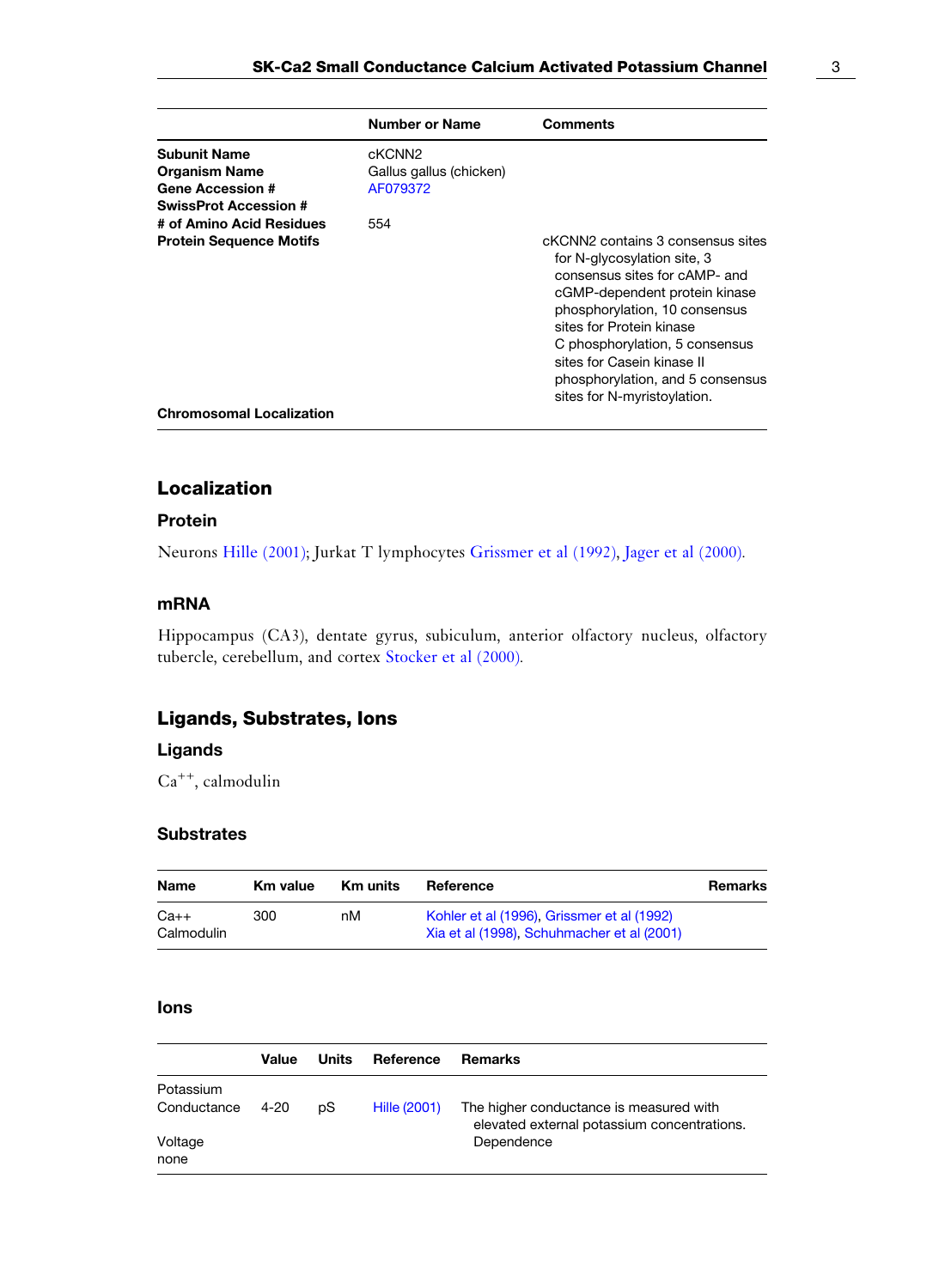| | Number or Name | Comments |
|---|---|---|
| **Subunit Name** | cKCNN2 | |
| **Organism Name** | Gallus gallus (chicken) | |
| **Gene Accession #** | AF079372 | |
| **SwissProt Accession #** | | |
| **# of Amino Acid Residues** | 554 | |
| **Protein Sequence Motifs** | | cKCNN2 contains 3 consensus sites for N-glycosylation site, 3 consensus sites for cAMP- and cGMP-dependent protein kinase phosphorylation, 10 consensus sites for Protein kinase C phosphorylation, 5 consensus sites for Casein kinase II phosphorylation, and 5 consensus sites for N-myristoylation. |
| **Chromosomal Localization** | | |

## Localization

### Protein

Neurons Hille (2001); Jurkat T lymphocytes Grissmer et al (1992), Jager et al (2000).

### mRNA

Hippocampus (CA3), dentate gyrus, subiculum, anterior olfactory nucleus, olfactory tubercle, cerebellum, and cortex Stocker et al (2000).

## Ligands, Substrates, Ions

### Ligands

$Ca^{++}$, calmodulin

### Substrates

| Name | Km value | Km units | Reference | Remarks |
|---|---|---|---|---|
| Ca++ | 300 | nM | Kohler et al (1996), Grissmer et al (1992) | |
| Calmodulin | | | Xia et al (1998), Schuhmacher et al (2001) | |

### Ions

| | Value | Units | Reference | Remarks |
|---|---|---|---|---|
| Potassium Conductance | 4-20 | pS | Hille (2001) | The higher conductance is measured with elevated external potassium concentrations. |
| Voltage none | | | | Dependence |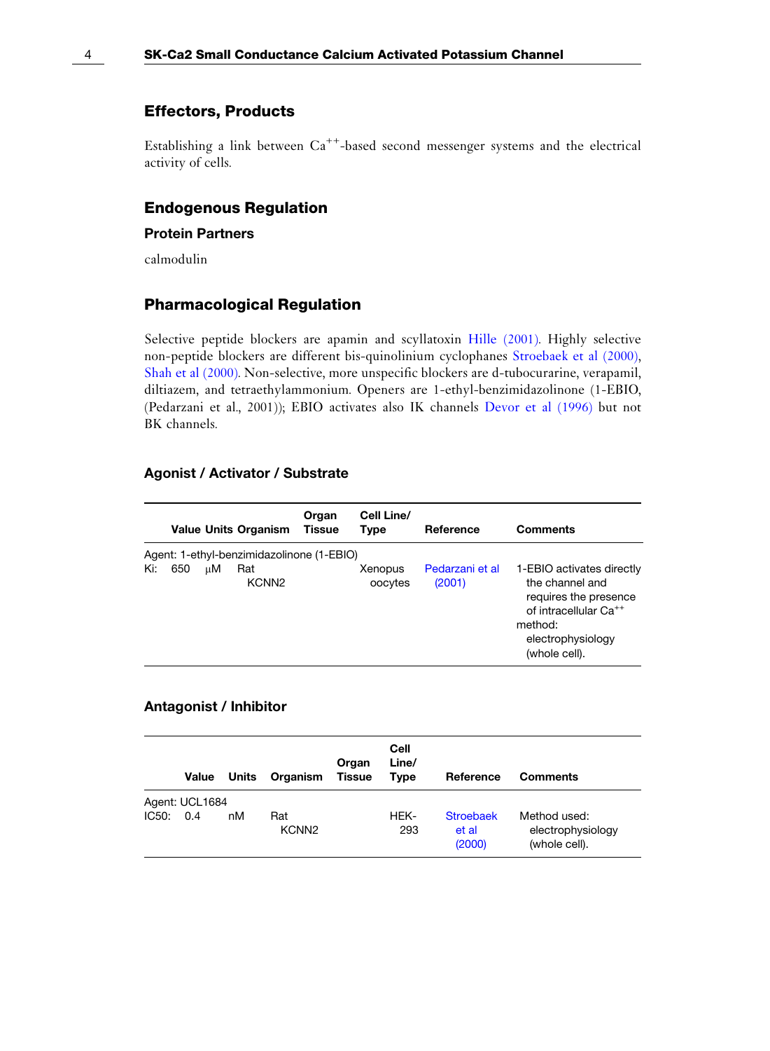## Effectors, Products

Establishing a link between $Ca^{++}$-based second messenger systems and the electrical activity of cells.

## Endogenous Regulation

### Protein Partners

calmodulin

## Pharmacological Regulation

Selective peptide blockers are apamin and scyllatoxin Hille (2001). Highly selective non-peptide blockers are different bis-quinolinium cyclophanes Stroebaek et al (2000), Shah et al (2000). Non-selective, more unspecific blockers are d-tubocurarine, verapamil, diltiazem, and tetraethylammonium. Openers are 1-ethyl-benzimidazolinone (1-EBIO, (Pedarzani et al., 2001)); EBIO activates also IK channels Devor et al (1996) but not BK channels.

### Agonist / Activator / Substrate

| | Value | Units | Organism | Organ Tissue | Cell Line/ Type | Reference | Comments |
|---|---|---|---|---|---|---|---|
| Agent: 1-ethyl-benzimidazolinone (1-EBIO) | | | | | | | |
| Ki: | 650 | μM | Rat KCNN2 | | Xenopus oocytes | Pedarzani et al (2001) | 1-EBIO activates directly the channel and requires the presence of intracellular $Ca^{++}$ method: electrophysiology (whole cell). |

### Antagonist / Inhibitor

| | Value | Units | Organism | Organ Tissue | Cell Line/ Type | Reference | Comments |
|---|---|---|---|---|---|---|---|
| Agent: UCL1684 | | | | | | | |
| IC50: | 0.4 | nM | Rat KCNN2 | | HEK-293 | Stroebaek et al (2000) | Method used: electrophysiology (whole cell). |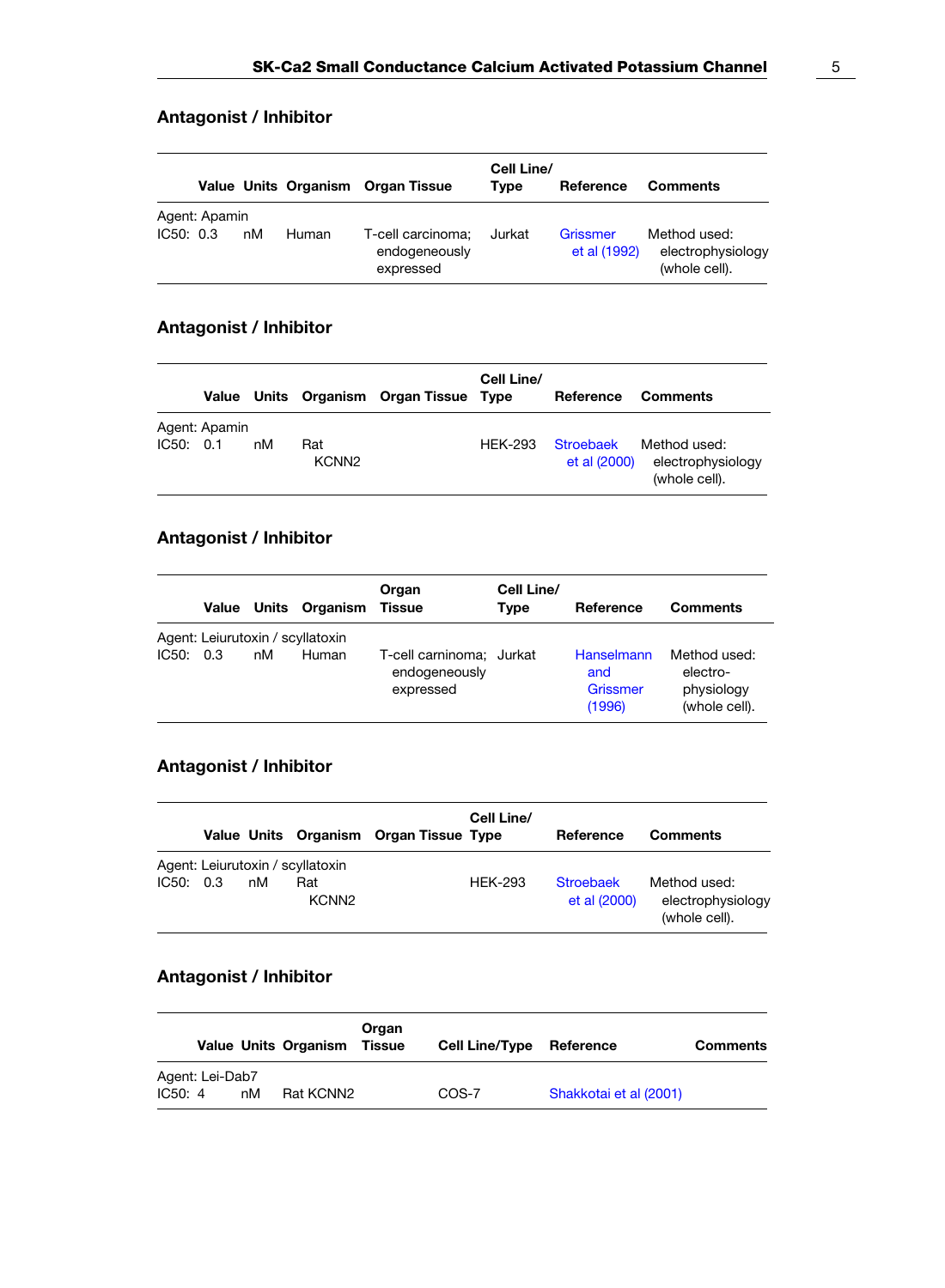## Antagonist / Inhibitor

| | Value | Units | Organism | Organ Tissue | Cell Line/ Type | Reference | Comments |
|---|---|---|---|---|---|---|---|
| Agent: Apamin | | | | | | | |
| IC50: | 0.3 | nM | Human | T-cell carcinoma; endogeneously expressed | Jurkat | Grissmer et al (1992) | Method used: electrophysiology (whole cell). |

## Antagonist / Inhibitor

| | Value | Units | Organism | Organ Tissue | Cell Line/ Type | Reference | Comments |
|---|---|---|---|---|---|---|---|
| Agent: Apamin | | | | | | | |
| IC50: | 0.1 | nM | Rat KCNN2 | | HEK-293 | Stroebaek et al (2000) | Method used: electrophysiology (whole cell). |

## Antagonist / Inhibitor

| | Value | Units | Organism | Organ Tissue | Cell Line/ Type | Reference | Comments |
|---|---|---|---|---|---|---|---|
| Agent: Leiurutoxin / scyllatoxin | | | | | | | |
| IC50: | 0.3 | nM | Human | T-cell carninoma; endogeneously expressed | Jurkat | Hanselmann and Grissmer (1996) | Method used: electro-physiology (whole cell). |

## Antagonist / Inhibitor

| | Value | Units | Organism | Organ Tissue | Cell Line/ Type | Reference | Comments |
|---|---|---|---|---|---|---|---|
| Agent: Leiurutoxin / scyllatoxin | | | | | | | |
| IC50: | 0.3 | nM | Rat KCNN2 | | HEK-293 | Stroebaek et al (2000) | Method used: electrophysiology (whole cell). |

## Antagonist / Inhibitor

| | Value | Units | Organism | Organ Tissue | Cell Line/Type | Reference | Comments |
|---|---|---|---|---|---|---|---|
| Agent: Lei-Dab7 | | | | | | | |
| IC50: | 4 | nM | Rat KCNN2 | | COS-7 | Shakkotai et al (2001) | |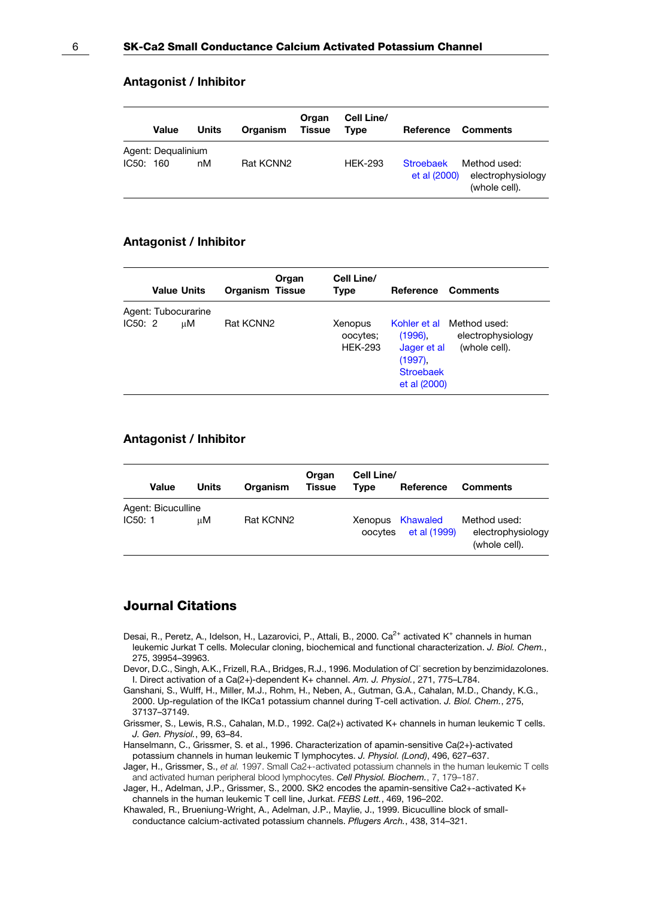## Antagonist / Inhibitor

| Value | Units | Organism | Organ Tissue | Cell Line/ Type | Reference | Comments |
|---|---|---|---|---|---|---|
| Agent: Dequalinium | | | | | | |
| IC50: 160 | nM | Rat KCNN2 | | HEK-293 | Stroebaek et al (2000) | Method used: electrophysiology (whole cell). |

## Antagonist / Inhibitor

| Value | Units | Organism | Organ Tissue | Cell Line/ Type | Reference | Comments |
|---|---|---|---|---|---|---|
| Agent: Tubocurarine | | | | | | |
| IC50: 2 | μM | Rat KCNN2 | | Xenopus oocytes; HEK-293 | Kohler et al (1996), Jager et al (1997), Stroebaek et al (2000) | Method used: electrophysiology (whole cell). |

## Antagonist / Inhibitor

| Value | Units | Organism | Organ Tissue | Cell Line/ Type | Reference | Comments |
|---|---|---|---|---|---|---|
| Agent: Bicuculline | | | | | | |
| IC50: 1 | μM | Rat KCNN2 | | Xenopus oocytes | Khawaled et al (1999) | Method used: electrophysiology (whole cell). |

# Journal Citations

Desai, R., Peretz, A., Idelson, H., Lazarovici, P., Attali, B., 2000. $Ca^{2+}$ activated $K^{+}$ channels in human leukemic Jurkat T cells. Molecular cloning, biochemical and functional characterization. *J. Biol. Chem.*, 275, 39954–39963.

Devor, D.C., Singh, A.K., Frizell, R.A., Bridges, R.J., 1996. Modulation of $Cl^{-}$ secretion by benzimidazolones. I. Direct activation of a Ca(2+)-dependent K+ channel. *Am. J. Physiol.*, 271, 775–L784.

Ganshani, S., Wulff, H., Miller, M.J., Rohm, H., Neben, A., Gutman, G.A., Cahalan, M.D., Chandy, K.G., 2000. Up-regulation of the IKCa1 potassium channel during T-cell activation. *J. Biol. Chem.*, 275, 37137–37149.

Grissmer, S., Lewis, R.S., Cahalan, M.D., 1992. Ca(2+) activated K+ channels in human leukemic T cells. *J. Gen. Physiol.*, 99, 63–84.

Hanselmann, C., Grissmer, S. et al., 1996. Characterization of apamin-sensitive Ca(2+)-activated potassium channels in human leukemic T lymphocytes. *J. Physiol. (Lond)*, 496, 627–637.

Jager, H., Grissmer, S., *et al.* 1997. Small Ca2+-activated potassium channels in the human leukemic T cells and activated human peripheral blood lymphocytes. *Cell Physiol. Biochem.*, 7, 179–187.

Jager, H., Adelman, J.P., Grissmer, S., 2000. SK2 encodes the apamin-sensitive Ca2+-activated K+ channels in the human leukemic T cell line, Jurkat. *FEBS Lett.*, 469, 196–202.

Khawaled, R., Brueniung-Wright, A., Adelman, J.P., Maylie, J., 1999. Bicuculline block of small-conductance calcium-activated potassium channels. *Pflugers Arch.*, 438, 314–321.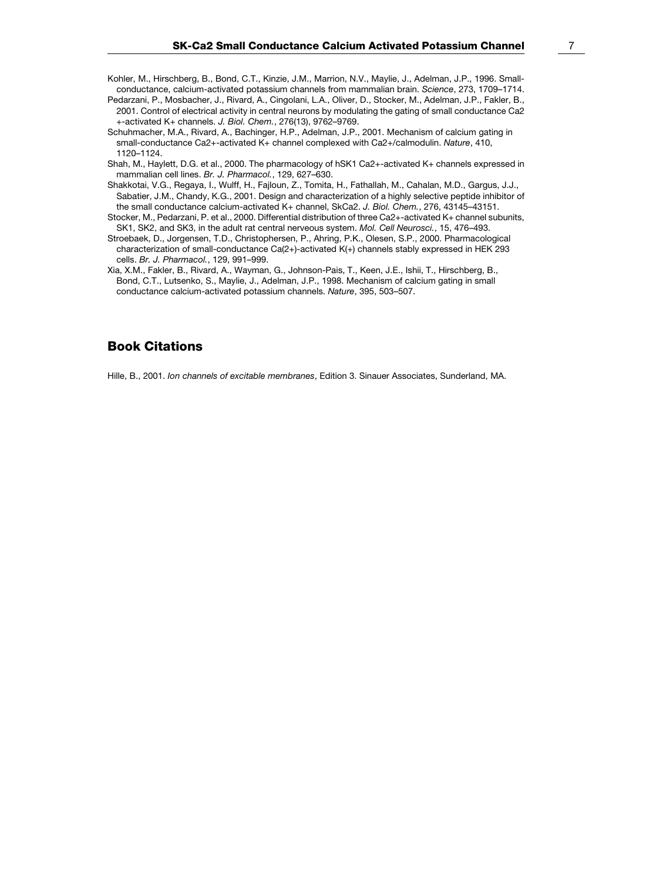Kohler, M., Hirschberg, B., Bond, C.T., Kinzie, J.M., Marrion, N.V., Maylie, J., Adelman, J.P., 1996. Small-conductance, calcium-activated potassium channels from mammalian brain. *Science*, 273, 1709–1714.

Pedarzani, P., Mosbacher, J., Rivard, A., Cingolani, L.A., Oliver, D., Stocker, M., Adelman, J.P., Fakler, B., 2001. Control of electrical activity in central neurons by modulating the gating of small conductance Ca2+-activated K+ channels. *J. Biol. Chem.*, 276(13), 9762–9769.

Schuhmacher, M.A., Rivard, A., Bachinger, H.P., Adelman, J.P., 2001. Mechanism of calcium gating in small-conductance Ca2+-activated K+ channel complexed with Ca2+/calmodulin. *Nature*, 410, 1120–1124.

Shah, M., Haylett, D.G. et al., 2000. The pharmacology of hSK1 Ca2+-activated K+ channels expressed in mammalian cell lines. *Br. J. Pharmacol.*, 129, 627–630.

Shakkotai, V.G., Regaya, I., Wulff, H., Fajloun, Z., Tomita, H., Fathallah, M., Cahalan, M.D., Gargus, J.J., Sabatier, J.M., Chandy, K.G., 2001. Design and characterization of a highly selective peptide inhibitor of the small conductance calcium-activated K+ channel, SkCa2. *J. Biol. Chem.*, 276, 43145–43151.

Stocker, M., Pedarzani, P. et al., 2000. Differential distribution of three Ca2+-activated K+ channel subunits, SK1, SK2, and SK3, in the adult rat central nerveous system. *Mol. Cell Neurosci.*, 15, 476–493.

Stroebaek, D., Jorgensen, T.D., Christophersen, P., Ahring, P.K., Olesen, S.P., 2000. Pharmacological characterization of small-conductance Ca(2+)-activated K(+) channels stably expressed in HEK 293 cells. *Br. J. Pharmacol.*, 129, 991–999.

Xia, X.M., Fakler, B., Rivard, A., Wayman, G., Johnson-Pais, T., Keen, J.E., Ishii, T., Hirschberg, B., Bond, C.T., Lutsenko, S., Maylie, J., Adelman, J.P., 1998. Mechanism of calcium gating in small conductance calcium-activated potassium channels. *Nature*, 395, 503–507.

## Book Citations

Hille, B., 2001. *Ion channels of excitable membranes*, Edition 3. Sinauer Associates, Sunderland, MA.